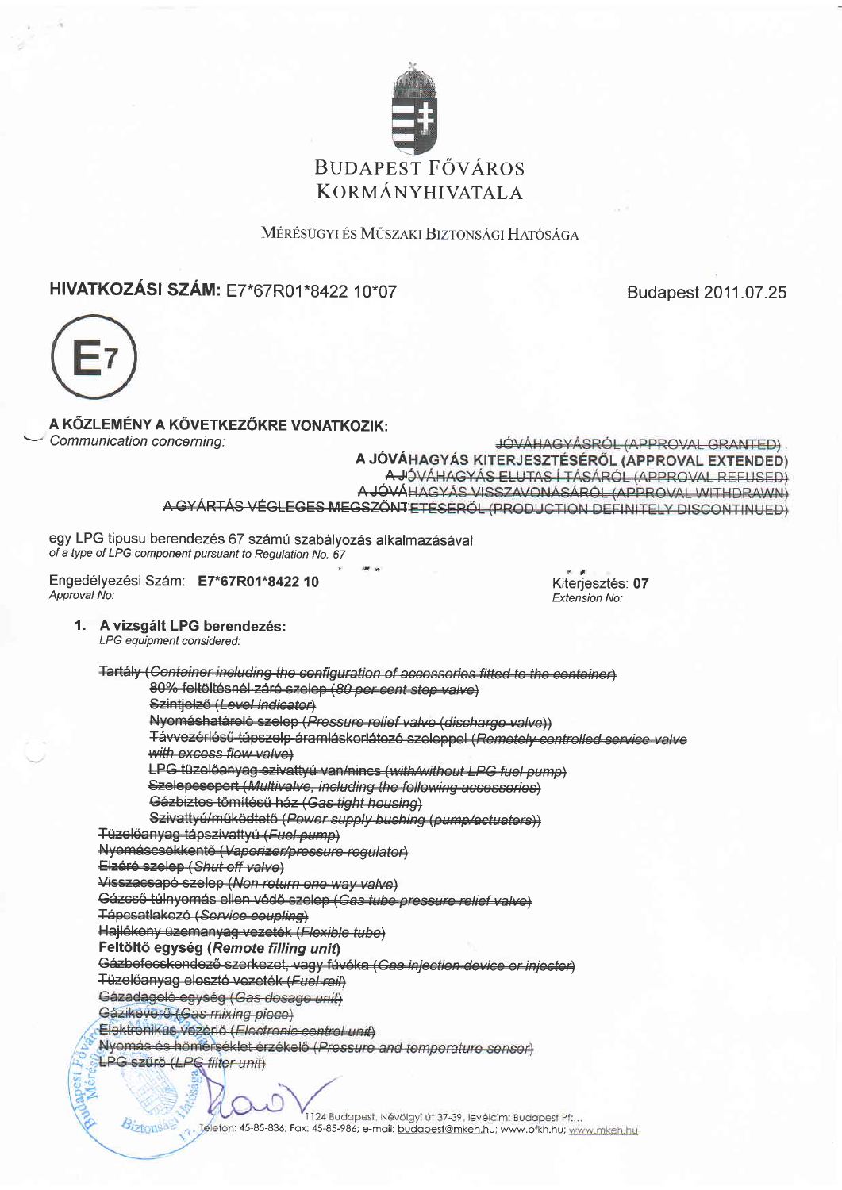# BUDAPEST FŐVÁROS KORMÁNYHIVATALA

MÉRÉSÜGYI ÉS MŰSZAKI BIZTONSÁGI HATÓSÁGA

**HIVATKOZÁSI SZÁM:** E7*67R01*8422 10*07

Budapest 2011.07.25

E7

**A KÖZLEMÉNY A KÖVETKEZŐKRE VONATKOZIK:**
*Communication concerning:*

~~JÓVÁHAGYÁSRÓL (APPROVAL GRANTED)~~
**A JÓVÁHAGYÁS KITERJESZTÉSÉRŐL (APPROVAL EXTENDED)**
~~A JÓVÁHAGYÁS ELUTASÍTÁSÁRÓL (APPROVAL REFUSED)~~
~~A JÓVÁHAGYÁS VISSZAVONÁSÁRÓL (APPROVAL WITHDRAWN)~~
~~A GYÁRTÁS VÉGLEGES MEGSZŰNTETÉSÉRŐL (PRODUCTION DEFINITELY DISCONTINUED)~~

egy LPG tipusu berendezés 67 számú szabályozás alkalmazásával
*of a type of LPG component pursuant to Regulation No. 67*

Engedélyezési Szám: **E7*67R01*8422 10**
*Approval No:*

Kiterjesztés: **07**
*Extension No:*

1. **A vizsgált LPG berendezés:**
*LPG equipment considered:*

~~Tartály (*Container including the configuration of accessories fitted to the container*)~~
- ~~80% feltöltésnél záró szelep (*80 per cent stop valve*)~~
- ~~Szintjelző (*Level indicator*)~~
- ~~Nyomáshatároló szelep (*Pressure relief valve (discharge valve)*)~~
- ~~Távvezérlésű tápszelp áramláskorlátozó szeleppel (*Remotely controlled service valve with excess flow valve*)~~
- ~~LPG tüzelőanyag szivattyú van/nincs (*with/without LPG fuel pump*)~~
- ~~Szelepcsoport (*Multivalve, including the following accessories*)~~
- ~~Gázbiztos tömítésű ház (*Gas tight housing*)~~
- ~~Szivattyú/működtető (*Power supply bushing (pump/actuators)*)~~

~~Tüzelőanyag tápszivattyú (*Fuel pump*)~~
~~Nyomáscsökkentő (*Vaporizer/pressure regulator*)~~
~~Elzáró szelep (*Shut-off valve*)~~
~~Visszacsapó szelep (*Non-return one way valve*)~~
~~Gázcső túlnyomás ellen védő szelep (*Gas tube pressure relief valve*)~~
~~Tápcsatlakozó (*Service coupling*)~~
~~Hajlékony üzemanyag vezeték (*Flexible tube*)~~
**Feltöltő egység (*Remote filling unit*)**
~~Gázbefecskendező szerkezet, vagy fúvóka (*Gas injection device or injector*)~~
~~Tüzelőanyag elosztó vezeték (*Fuel rail*)~~
~~Gázadagoló egység (*Gas dosage unit*)~~
~~Gázkeverő (*Gas mixing piece*)~~
~~Elektronikus vezérlő (*Electronic control unit*)~~
~~Nyomás és hőmérséklet érzékelő (*Pressure and temperature sensor*)~~
~~LPG szűrő (*LPG filter unit*)~~

1124 Budapest, Németvölgyi út 37-39. levélcím: Budapest Pf:...
Telefon: 45-85-836; Fax: 45-85-986; e-mail: budapest@mkeh.hu; www.bfkh.hu; www.mkeh.hu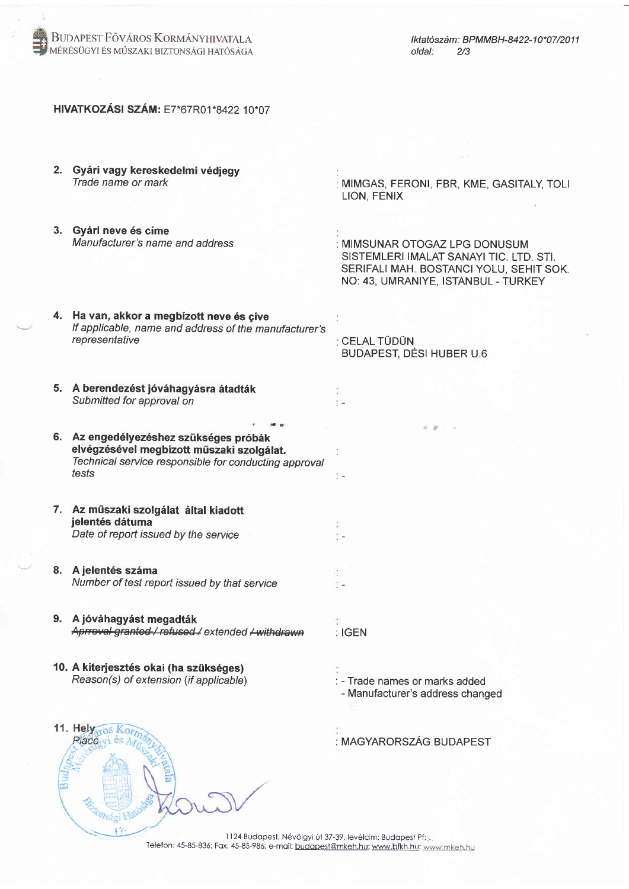**HIVATKOZÁSI SZÁM:** E7*67R01*8422 10*07

| | |
|---|---|
| 2. **Gyári vagy kereskedelmi védjegy** *Trade name or mark* | : MIMGAS, FERONI, FBR, KME, GASITALY, TOLI LION, FENIX |
| 3. **Gyári neve és címe** *Manufacturer's name and address* | : MIMSUNAR OTOGAZ LPG DONUSUM SISTEMLERI IMALAT SANAYI TIC. LTD. STI. SERIFALI MAH. BOSTANCI YOLU, SEHIT SOK. NO: 43, UMRANIYE, ISTANBUL - TURKEY |
| 4. **Ha van, akkor a megbízott neve és çíve** *If applicable, name and address of the manufacturer's representative* | : CELAL TÜDÜN BUDAPEST, DÉSI HUBER U.6 |
| 5. **A berendezést jóváhagyásra átadták** *Submitted for approval on* | : - |
| 6. **Az engedélyezéshez szükséges próbák elvégzésével megbízott műszaki szolgálat.** *Technical service responsible for conducting approval tests* | : - |
| 7. **Az műszaki szolgálat által kiadott jelentés dátuma** *Date of report issued by the service* | : - |
| 8. **A jelentés száma** *Number of test report issued by that service* | : - |
| 9. **A jóváhagyást megadták** *~~Approval granted / refused /~~ extended ~~/ withdrawn~~* | : IGEN |
| 10. **A kiterjesztés okai (ha szükséges)** *Reason(s) of extension (if applicable)* | : - Trade names or marks added<br>- Manufacturer's address changed |
| 11. **Hely** *Place* | : MAGYARORSZÁG BUDAPEST |

1124 Budapest, Névölgyi út 37-39, levélcím: Budapest Pf.:..
Telefon: 45-85-836; Fax: 45-85-986; e-mail: budapest@mkeh.hu; www.bfkh.hu; www.mkeh.hu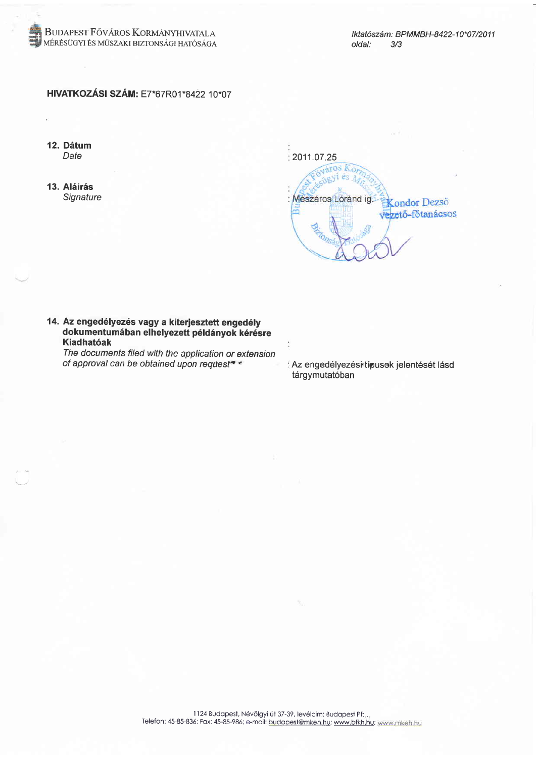**HIVATKOZÁSI SZÁM:** E7*67R01*8422 10*07

**12. Dátum**
*Date*

: 2011.07.25

**13. Aláírás**
*Signature*

: Mészáros Lóránd ig. Kondor Dezső vezető-főtanácsos

**14. Az engedélyezés vagy a kiterjesztett engedély dokumentumában elhelyezett példányok kérésre Kiadhatóak**
*The documents filed with the application or extension of approval can be obtained upon request** *

: Az engedélyezési típusok jelentését lásd tárgymutatóban

1124 Budapest, Névölgyi út 37-39, levélcím: Budapest Pf:...
Telefon: 45-85-836; Fax: 45-85-986; e-mail: budapest@mkeh.hu; www.bfkh.hu; www.mkeh.hu